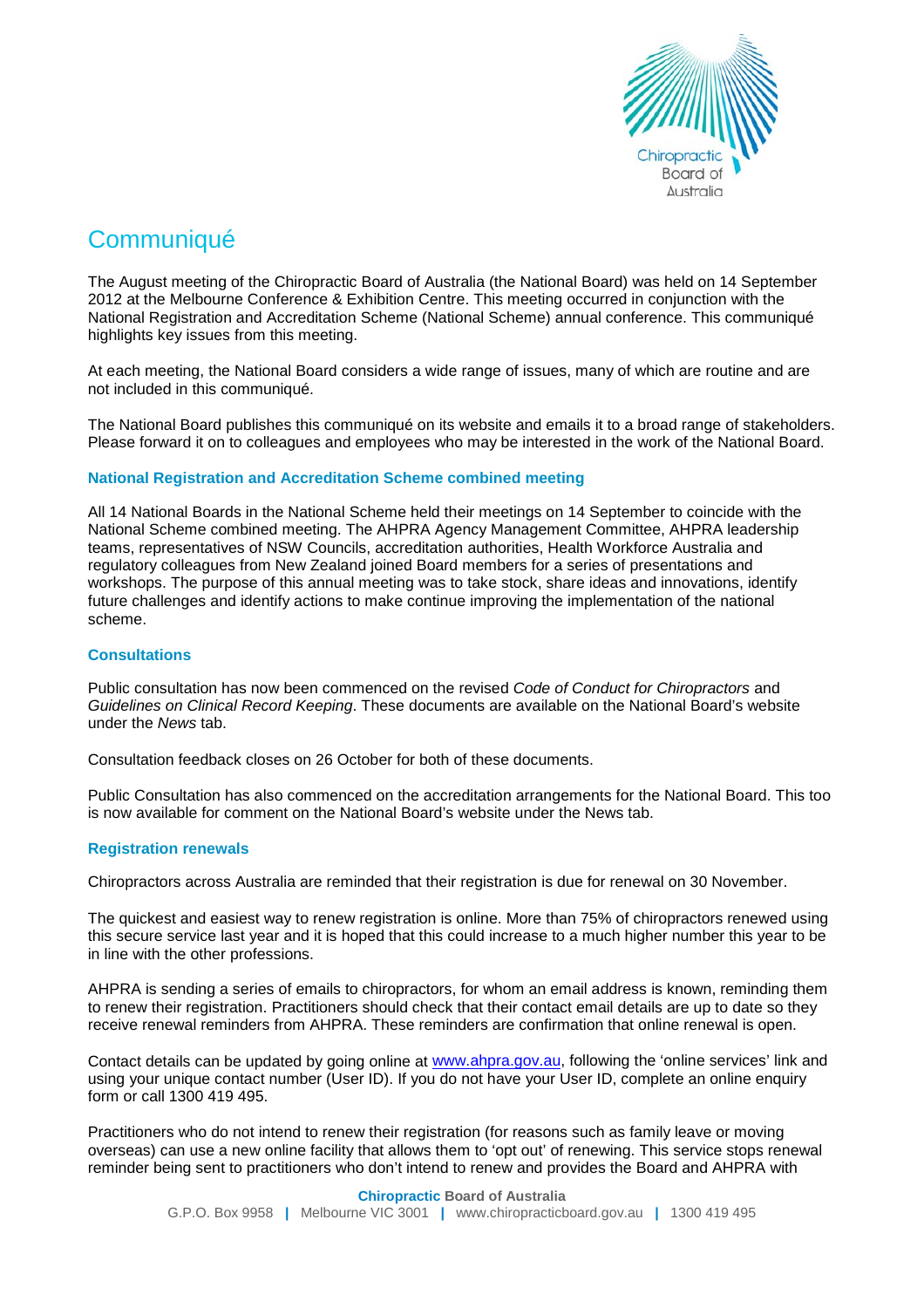# Communiqué

The August meeting of the Chiropractic Board of Australia (the National Board) was held on 14 September 2012 at the Melbourne Conference & Exhibition Centre. This meeting occurred in conjunction with the National Registration and Accreditation Scheme (National Scheme) annual conference. This communiqué highlights key issues from this meeting.

At each meeting, the National Board considers a wide range of issues, many of which are routine and are not included in this communiqué.

The National Board publishes this communiqué on its website and emails it to a broad range of stakeholders. Please forward it on to colleagues and employees who may be interested in the work of the National Board.

### National Registration and Accreditation Scheme combined meeting

All 14 National Boards in the National Scheme held their meetings on 14 September to coincide with the National Scheme combined meeting. The AHPRA Agency Management Committee, AHPRA leadership teams, representatives of NSW Councils, accreditation authorities, Health Workforce Australia and regulatory colleagues from New Zealand joined Board members for a series of presentations and workshops. The purpose of this annual meeting was to take stock, share ideas and innovations, identify future challenges and identify actions to make continue improving the implementation of the national scheme.

### Consultations

Public consultation has now been commenced on the revised *Code of Conduct for Chiropractors* and *Guidelines on Clinical Record Keeping*. These documents are available on the National Board's website under the *News* tab.

Consultation feedback closes on 26 October for both of these documents.

Public Consultation has also commenced on the accreditation arrangements for the National Board. This too is now available for comment on the National Board's website under the News tab.

### Registration renewals

Chiropractors across Australia are reminded that their registration is due for renewal on 30 November.

The quickest and easiest way to renew registration is online. More than 75% of chiropractors renewed using this secure service last year and it is hoped that this could increase to a much higher number this year to be in line with the other professions.

AHPRA is sending a series of emails to chiropractors, for whom an email address is known, reminding them to renew their registration. Practitioners should check that their contact email details are up to date so they receive renewal reminders from AHPRA. These reminders are confirmation that online renewal is open.

Contact details can be updated by going online at [www.ahpra.gov.au](http://www.ahpra.gov.au), following the 'online services' link and using your unique contact number (User ID). If you do not have your User ID, complete an online enquiry form or call 1300 419 495.

Practitioners who do not intend to renew their registration (for reasons such as family leave or moving overseas) can use a new online facility that allows them to 'opt out' of renewing. This service stops renewal reminder being sent to practitioners who don't intend to renew and provides the Board and AHPRA with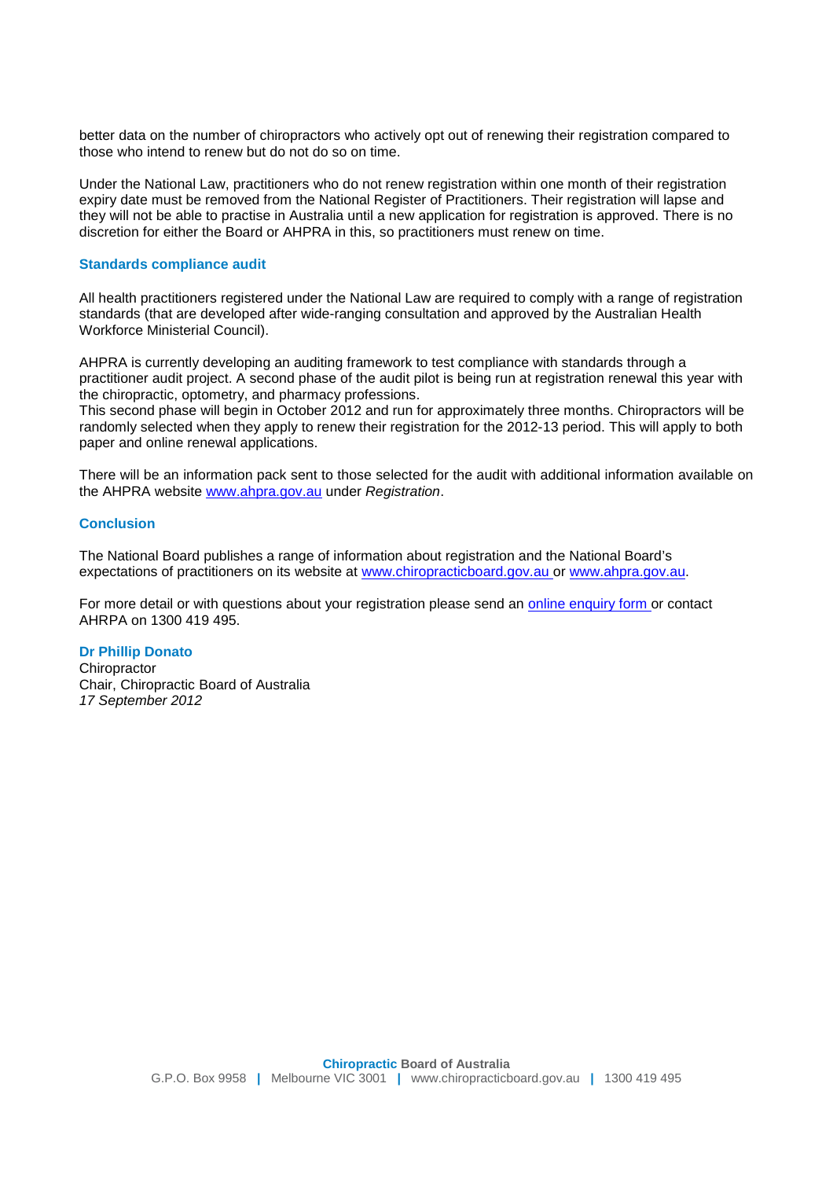better data on the number of chiropractors who actively opt out of renewing their registration compared to those who intend to renew but do not do so on time.

Under the National Law, practitioners who do not renew registration within one month of their registration expiry date must be removed from the National Register of Practitioners. Their registration will lapse and they will not be able to practise in Australia until a new application for registration is approved. There is no discretion for either the Board or AHPRA in this, so practitioners must renew on time.

## Standards compliance audit

All health practitioners registered under the National Law are required to comply with a range of registration standards (that are developed after wide-ranging consultation and approved by the Australian Health Workforce Ministerial Council).

AHPRA is currently developing an auditing framework to test compliance with standards through a practitioner audit project. A second phase of the audit pilot is being run at registration renewal this year with the chiropractic, optometry, and pharmacy professions.
This second phase will begin in October 2012 and run for approximately three months. Chiropractors will be randomly selected when they apply to renew their registration for the 2012-13 period. This will apply to both paper and online renewal applications.

There will be an information pack sent to those selected for the audit with additional information available on the AHPRA website www.ahpra.gov.au under *Registration*.

## Conclusion

The National Board publishes a range of information about registration and the National Board's expectations of practitioners on its website at www.chiropracticboard.gov.au or www.ahpra.gov.au.

For more detail or with questions about your registration please send an online enquiry form or contact AHRPA on 1300 419 495.

**Dr Phillip Donato**
Chiropractor
Chair, Chiropractic Board of Australia
*17 September 2012*